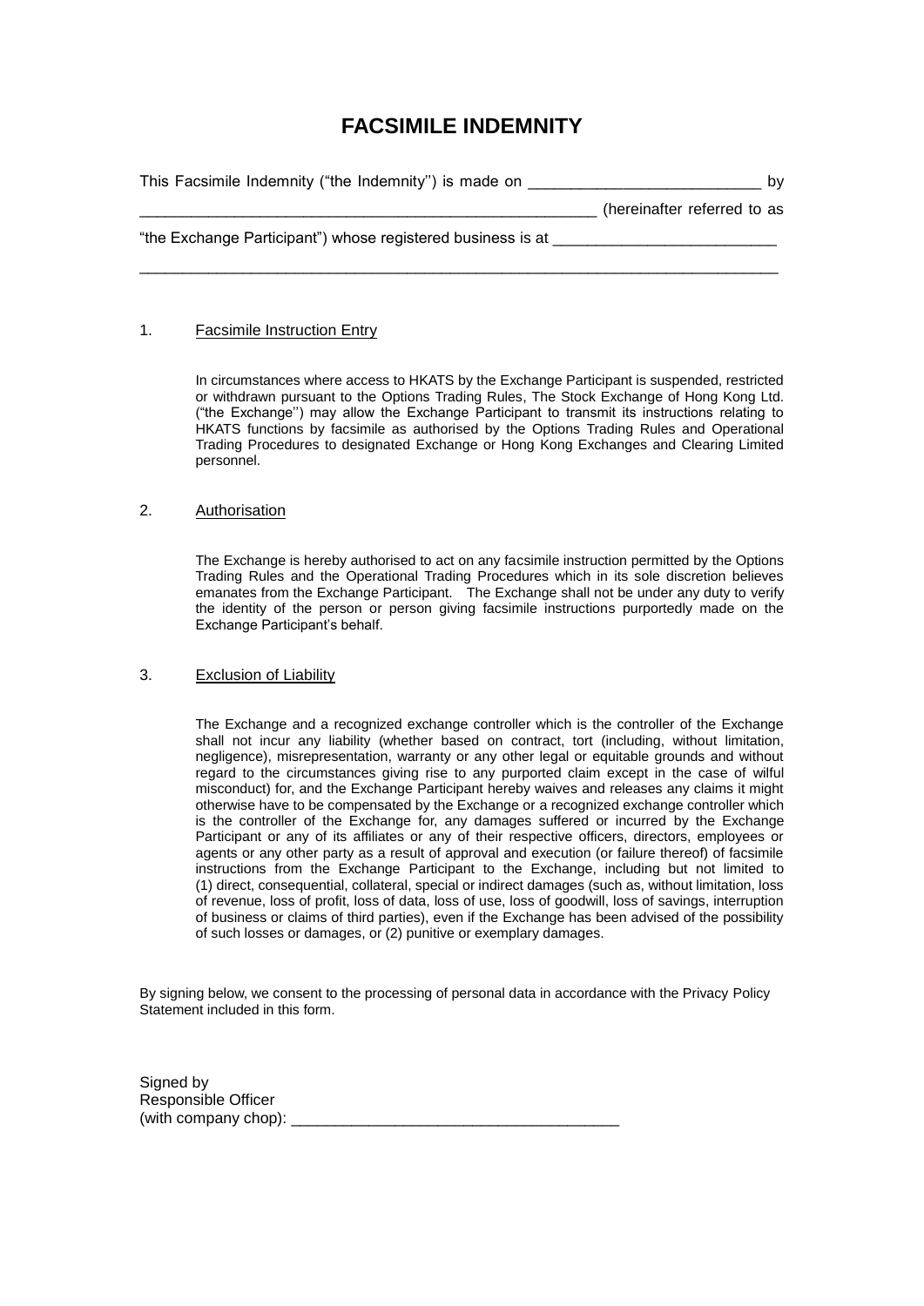# FACSIMILE INDEMNITY

This Facsimile Indemnity ("the Indemnity'') is made on ___________________________ by _____________________________________________________ (hereinafter referred to as "the Exchange Participant") whose registered business is at __________________________ ____________________________________________________________________________

1. Facsimile Instruction Entry

   In circumstances where access to HKATS by the Exchange Participant is suspended, restricted or withdrawn pursuant to the Options Trading Rules, The Stock Exchange of Hong Kong Ltd. ("the Exchange'') may allow the Exchange Participant to transmit its instructions relating to HKATS functions by facsimile as authorised by the Options Trading Rules and Operational Trading Procedures to designated Exchange or Hong Kong Exchanges and Clearing Limited personnel.

2. Authorisation

   The Exchange is hereby authorised to act on any facsimile instruction permitted by the Options Trading Rules and the Operational Trading Procedures which in its sole discretion believes emanates from the Exchange Participant. The Exchange shall not be under any duty to verify the identity of the person or person giving facsimile instructions purportedly made on the Exchange Participant's behalf.

3. Exclusion of Liability

   The Exchange and a recognized exchange controller which is the controller of the Exchange shall not incur any liability (whether based on contract, tort (including, without limitation, negligence), misrepresentation, warranty or any other legal or equitable grounds and without regard to the circumstances giving rise to any purported claim except in the case of wilful misconduct) for, and the Exchange Participant hereby waives and releases any claims it might otherwise have to be compensated by the Exchange or a recognized exchange controller which is the controller of the Exchange for, any damages suffered or incurred by the Exchange Participant or any of its affiliates or any of their respective officers, directors, employees or agents or any other party as a result of approval and execution (or failure thereof) of facsimile instructions from the Exchange Participant to the Exchange, including but not limited to (1) direct, consequential, collateral, special or indirect damages (such as, without limitation, loss of revenue, loss of profit, loss of data, loss of use, loss of goodwill, loss of savings, interruption of business or claims of third parties), even if the Exchange has been advised of the possibility of such losses or damages, or (2) punitive or exemplary damages.

By signing below, we consent to the processing of personal data in accordance with the Privacy Policy Statement included in this form.

Signed by
Responsible Officer
(with company chop): ______________________________________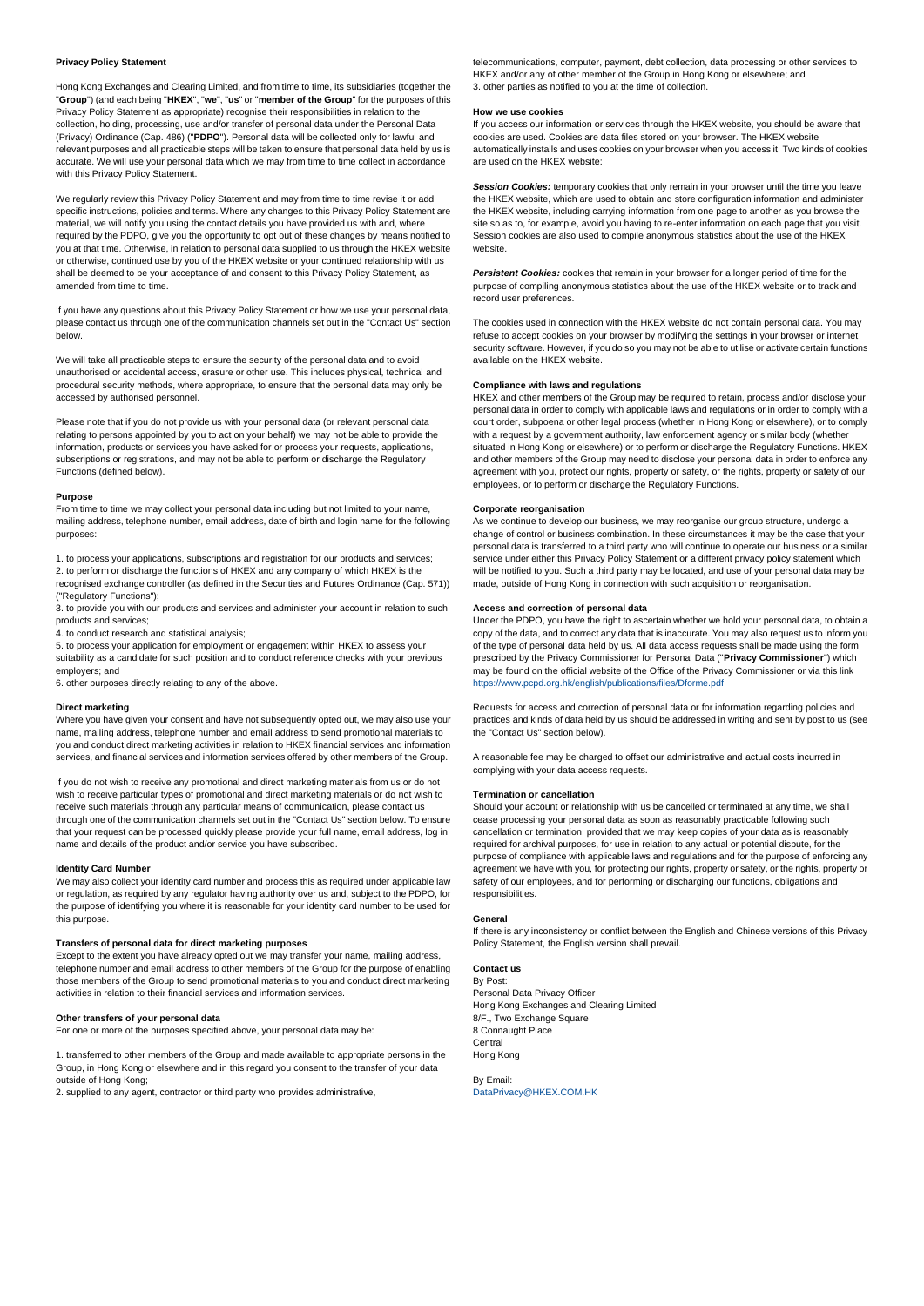## Privacy Policy Statement

Hong Kong Exchanges and Clearing Limited, and from time to time, its subsidiaries (together the "**Group**") (and each being "**HKEX**", "**we**", "**us**" or "**member of the Group**" for the purposes of this Privacy Policy Statement as appropriate) recognise their responsibilities in relation to the collection, holding, processing, use and/or transfer of personal data under the Personal Data (Privacy) Ordinance (Cap. 486) ("**PDPO**"). Personal data will be collected only for lawful and relevant purposes and all practicable steps will be taken to ensure that personal data held by us is accurate. We will use your personal data which we may from time to time collect in accordance with this Privacy Policy Statement.

We regularly review this Privacy Policy Statement and may from time to time revise it or add specific instructions, policies and terms. Where any changes to this Privacy Policy Statement are material, we will notify you using the contact details you have provided us with and, where required by the PDPO, give you the opportunity to opt out of these changes by means notified to you at that time. Otherwise, in relation to personal data supplied to us through the HKEX website or otherwise, continued use by you of the HKEX website or your continued relationship with us shall be deemed to be your acceptance of and consent to this Privacy Policy Statement, as amended from time to time.

If you have any questions about this Privacy Policy Statement or how we use your personal data, please contact us through one of the communication channels set out in the "Contact Us" section below.

We will take all practicable steps to ensure the security of the personal data and to avoid unauthorised or accidental access, erasure or other use. This includes physical, technical and procedural security methods, where appropriate, to ensure that the personal data may only be accessed by authorised personnel.

Please note that if you do not provide us with your personal data (or relevant personal data relating to persons appointed by you to act on your behalf) we may not be able to provide the information, products or services you have asked for or process your requests, applications, subscriptions or registrations, and may not be able to perform or discharge the Regulatory Functions (defined below).

### Purpose

From time to time we may collect your personal data including but not limited to your name, mailing address, telephone number, email address, date of birth and login name for the following purposes:

1. to process your applications, subscriptions and registration for our products and services;
2. to perform or discharge the functions of HKEX and any company of which HKEX is the recognised exchange controller (as defined in the Securities and Futures Ordinance (Cap. 571)) ("Regulatory Functions");
3. to provide you with our products and services and administer your account in relation to such products and services;
4. to conduct research and statistical analysis;
5. to process your application for employment or engagement within HKEX to assess your suitability as a candidate for such position and to conduct reference checks with your previous employers; and
6. other purposes directly relating to any of the above.

### Direct marketing

Where you have given your consent and have not subsequently opted out, we may also use your name, mailing address, telephone number and email address to send promotional materials to you and conduct direct marketing activities in relation to HKEX financial services and information services, and financial services and information services offered by other members of the Group.

If you do not wish to receive any promotional and direct marketing materials from us or do not wish to receive particular types of promotional and direct marketing materials or do not wish to receive such materials through any particular means of communication, please contact us through one of the communication channels set out in the "Contact Us" section below. To ensure that your request can be processed quickly please provide your full name, email address, log in name and details of the product and/or service you have subscribed.

### Identity Card Number

We may also collect your identity card number and process this as required under applicable law or regulation, as required by any regulator having authority over us and, subject to the PDPO, for the purpose of identifying you where it is reasonable for your identity card number to be used for this purpose.

### Transfers of personal data for direct marketing purposes

Except to the extent you have already opted out we may transfer your name, mailing address, telephone number and email address to other members of the Group for the purpose of enabling those members of the Group to send promotional materials to you and conduct direct marketing activities in relation to their financial services and information services.

### Other transfers of your personal data

For one or more of the purposes specified above, your personal data may be:

1. transferred to other members of the Group and made available to appropriate persons in the Group, in Hong Kong or elsewhere and in this regard you consent to the transfer of your data outside of Hong Kong;
2. supplied to any agent, contractor or third party who provides administrative, telecommunications, computer, payment, debt collection, data processing or other services to HKEX and/or any of other member of the Group in Hong Kong or elsewhere; and
3. other parties as notified to you at the time of collection.

### How we use cookies

If you access our information or services through the HKEX website, you should be aware that cookies are used. Cookies are data files stored on your browser. The HKEX website automatically installs and uses cookies on your browser when you access it. Two kinds of cookies are used on the HKEX website:

***Session Cookies:*** temporary cookies that only remain in your browser until the time you leave the HKEX website, which are used to obtain and store configuration information and administer the HKEX website, including carrying information from one page to another as you browse the site so as to, for example, avoid you having to re-enter information on each page that you visit. Session cookies are also used to compile anonymous statistics about the use of the HKEX website.

***Persistent Cookies:*** cookies that remain in your browser for a longer period of time for the purpose of compiling anonymous statistics about the use of the HKEX website or to track and record user preferences.

The cookies used in connection with the HKEX website do not contain personal data. You may refuse to accept cookies on your browser by modifying the settings in your browser or internet security software. However, if you do so you may not be able to utilise or activate certain functions available on the HKEX website.

### Compliance with laws and regulations

HKEX and other members of the Group may be required to retain, process and/or disclose your personal data in order to comply with applicable laws and regulations or in order to comply with a court order, subpoena or other legal process (whether in Hong Kong or elsewhere), or to comply with a request by a government authority, law enforcement agency or similar body (whether situated in Hong Kong or elsewhere) or to perform or discharge the Regulatory Functions. HKEX and other members of the Group may need to disclose your personal data in order to enforce any agreement with you, protect our rights, property or safety, or the rights, property or safety of our employees, or to perform or discharge the Regulatory Functions.

### Corporate reorganisation

As we continue to develop our business, we may reorganise our group structure, undergo a change of control or business combination. In these circumstances it may be the case that your personal data is transferred to a third party who will continue to operate our business or a similar service under either this Privacy Policy Statement or a different privacy policy statement which will be notified to you. Such a third party may be located, and use of your personal data may be made, outside of Hong Kong in connection with such acquisition or reorganisation.

### Access and correction of personal data

Under the PDPO, you have the right to ascertain whether we hold your personal data, to obtain a copy of the data, and to correct any data that is inaccurate. You may also request us to inform you of the type of personal data held by us. All data access requests shall be made using the form prescribed by the Privacy Commissioner for Personal Data ("**Privacy Commissioner**") which may be found on the official website of the Office of the Privacy Commissioner or via this link https://www.pcpd.org.hk/english/publications/files/Dforme.pdf

Requests for access and correction of personal data or for information regarding policies and practices and kinds of data held by us should be addressed in writing and sent by post to us (see the "Contact Us" section below).

A reasonable fee may be charged to offset our administrative and actual costs incurred in complying with your data access requests.

### Termination or cancellation

Should your account or relationship with us be cancelled or terminated at any time, we shall cease processing your personal data as soon as reasonably practicable following such cancellation or termination, provided that we may keep copies of your data as is reasonably required for archival purposes, for use in relation to any actual or potential dispute, for the purpose of compliance with applicable laws and regulations and for the purpose of enforcing any agreement we have with you, for protecting our rights, property or safety, or the rights, property or safety of our employees, and for performing or discharging our functions, obligations and responsibilities.

### General

If there is any inconsistency or conflict between the English and Chinese versions of this Privacy Policy Statement, the English version shall prevail.

### Contact us

By Post:
Personal Data Privacy Officer
Hong Kong Exchanges and Clearing Limited
8/F., Two Exchange Square
8 Connaught Place
Central
Hong Kong

By Email:
DataPrivacy@HKEX.COM.HK